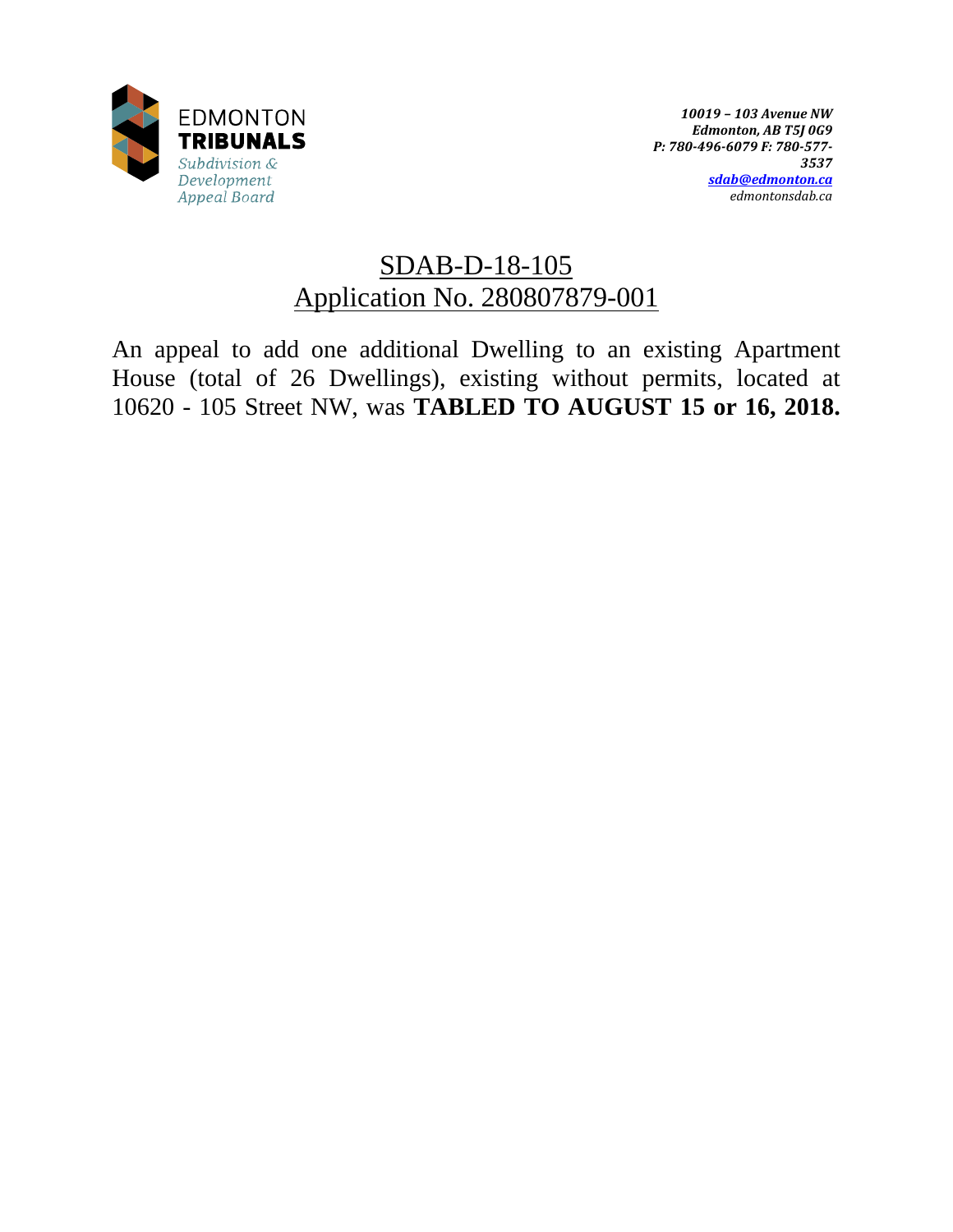EDMONTON
**TRIBUNALS**
*Subdivision & Development Appeal Board*

*10019 – 103 Avenue NW*
*Edmonton, AB T5J 0G9*
*P: 780-496-6079 F: 780-577-3537*
*sdab@edmonton.ca*
*edmontonsdab.ca*

# SDAB-D-18-105
# Application No. 280807879-001

An appeal to add one additional Dwelling to an existing Apartment House (total of 26 Dwellings), existing without permits, located at 10620 - 105 Street NW, was **TABLED TO AUGUST 15 or 16, 2018.**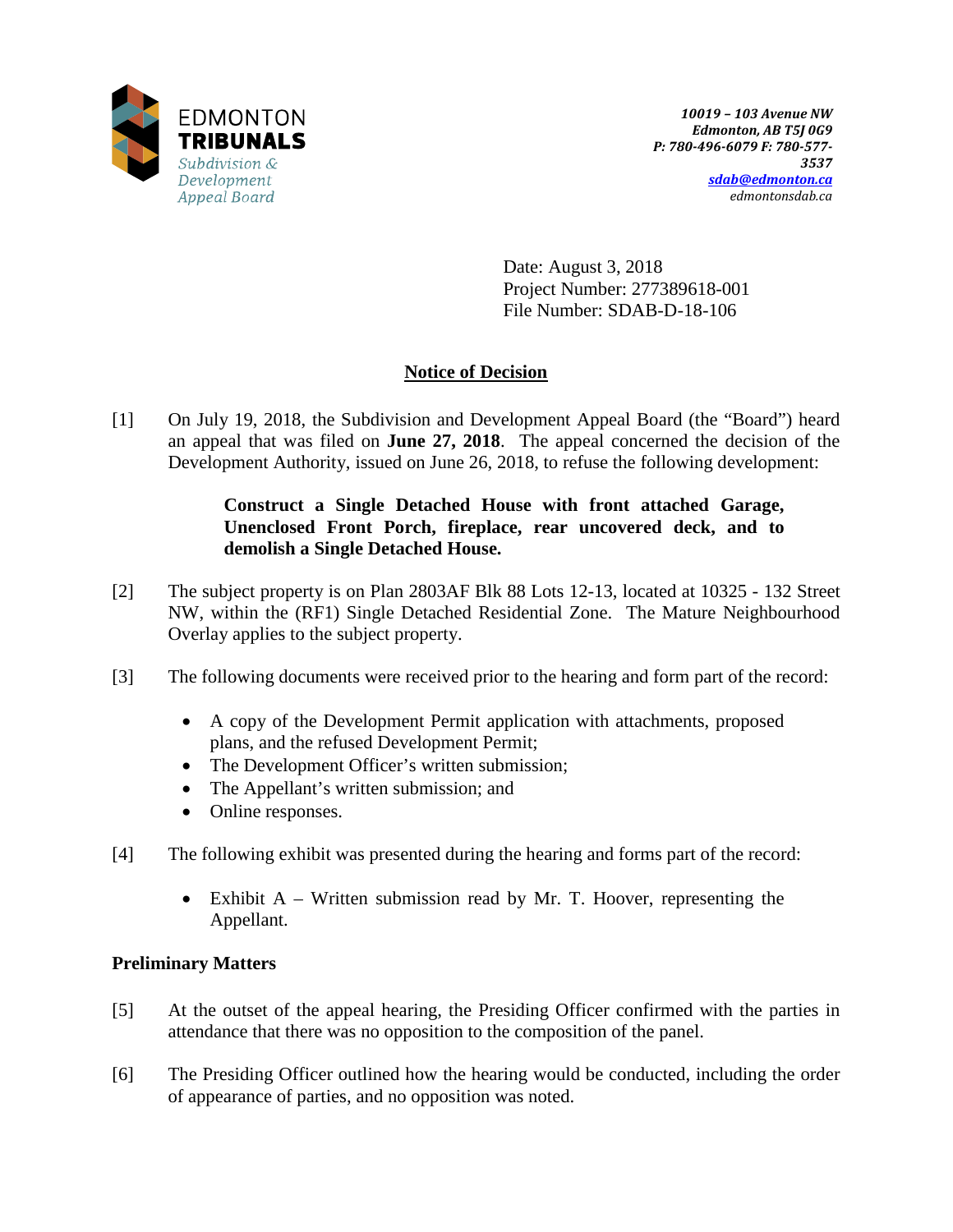EDMONTON **TRIBUNALS**
*Subdivision & Development Appeal Board*

*10019 – 103 Avenue NW*
*Edmonton, AB T5J 0G9*
*P: 780-496-6079 F: 780-577-3537*
*sdab@edmonton.ca*
*edmontonsdab.ca*

Date: August 3, 2018
Project Number: 277389618-001
File Number: SDAB-D-18-106

## Notice of Decision

[1] On July 19, 2018, the Subdivision and Development Appeal Board (the "Board") heard an appeal that was filed on **June 27, 2018**. The appeal concerned the decision of the Development Authority, issued on June 26, 2018, to refuse the following development:

> **Construct a Single Detached House with front attached Garage, Unenclosed Front Porch, fireplace, rear uncovered deck, and to demolish a Single Detached House.**

[2] The subject property is on Plan 2803AF Blk 88 Lots 12-13, located at 10325 - 132 Street NW, within the (RF1) Single Detached Residential Zone. The Mature Neighbourhood Overlay applies to the subject property.

[3] The following documents were received prior to the hearing and form part of the record:

- A copy of the Development Permit application with attachments, proposed plans, and the refused Development Permit;
- The Development Officer's written submission;
- The Appellant's written submission; and
- Online responses.

[4] The following exhibit was presented during the hearing and forms part of the record:

- Exhibit A – Written submission read by Mr. T. Hoover, representing the Appellant.

### Preliminary Matters

[5] At the outset of the appeal hearing, the Presiding Officer confirmed with the parties in attendance that there was no opposition to the composition of the panel.

[6] The Presiding Officer outlined how the hearing would be conducted, including the order of appearance of parties, and no opposition was noted.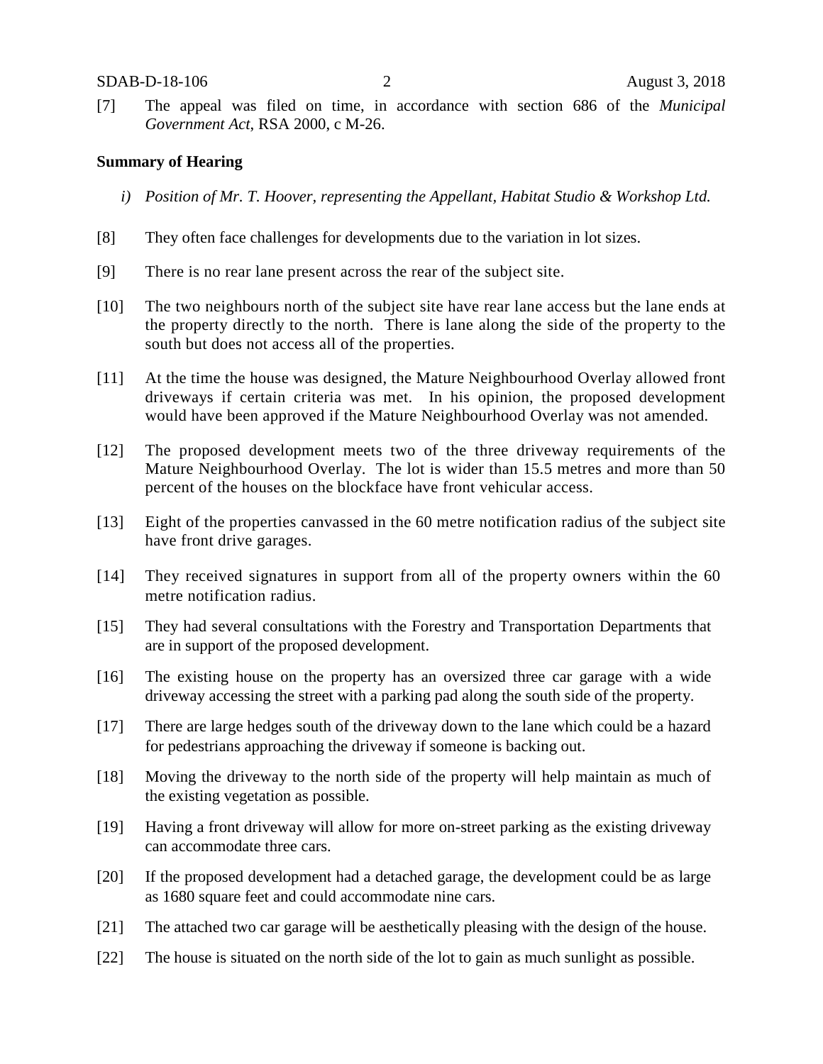[7] The appeal was filed on time, in accordance with section 686 of the *Municipal Government Act*, RSA 2000, c M-26.

**Summary of Hearing**

*i) Position of Mr. T. Hoover, representing the Appellant, Habitat Studio & Workshop Ltd.*

[8] They often face challenges for developments due to the variation in lot sizes.

[9] There is no rear lane present across the rear of the subject site.

[10] The two neighbours north of the subject site have rear lane access but the lane ends at the property directly to the north. There is lane along the side of the property to the south but does not access all of the properties.

[11] At the time the house was designed, the Mature Neighbourhood Overlay allowed front driveways if certain criteria was met. In his opinion, the proposed development would have been approved if the Mature Neighbourhood Overlay was not amended.

[12] The proposed development meets two of the three driveway requirements of the Mature Neighbourhood Overlay. The lot is wider than 15.5 metres and more than 50 percent of the houses on the blockface have front vehicular access.

[13] Eight of the properties canvassed in the 60 metre notification radius of the subject site have front drive garages.

[14] They received signatures in support from all of the property owners within the 60 metre notification radius.

[15] They had several consultations with the Forestry and Transportation Departments that are in support of the proposed development.

[16] The existing house on the property has an oversized three car garage with a wide driveway accessing the street with a parking pad along the south side of the property.

[17] There are large hedges south of the driveway down to the lane which could be a hazard for pedestrians approaching the driveway if someone is backing out.

[18] Moving the driveway to the north side of the property will help maintain as much of the existing vegetation as possible.

[19] Having a front driveway will allow for more on-street parking as the existing driveway can accommodate three cars.

[20] If the proposed development had a detached garage, the development could be as large as 1680 square feet and could accommodate nine cars.

[21] The attached two car garage will be aesthetically pleasing with the design of the house.

[22] The house is situated on the north side of the lot to gain as much sunlight as possible.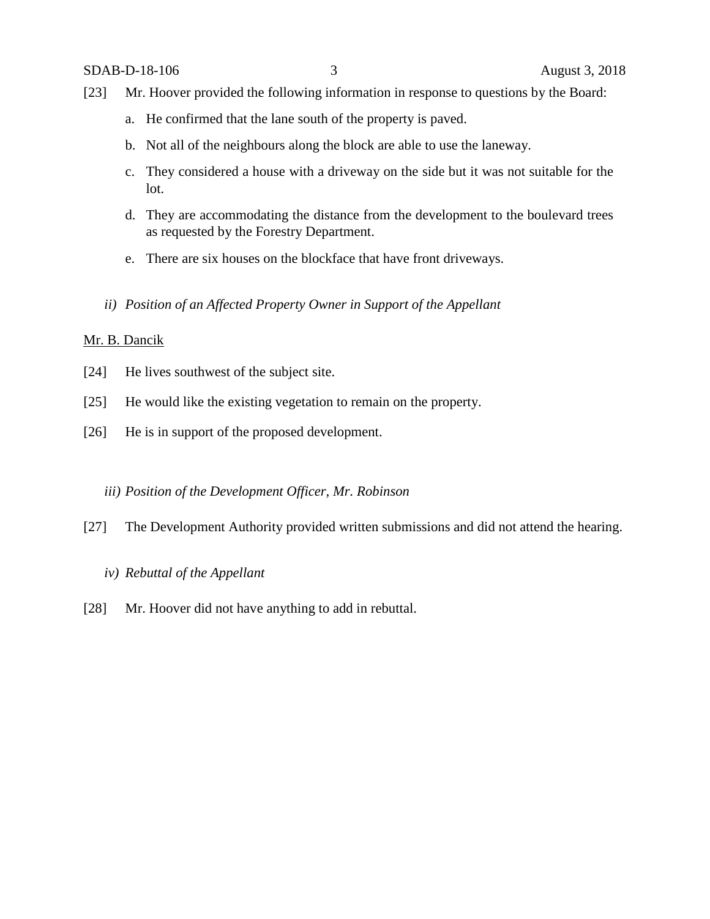[23] Mr. Hoover provided the following information in response to questions by the Board:

a. He confirmed that the lane south of the property is paved.

b. Not all of the neighbours along the block are able to use the laneway.

c. They considered a house with a driveway on the side but it was not suitable for the lot.

d. They are accommodating the distance from the development to the boulevard trees as requested by the Forestry Department.

e. There are six houses on the blockface that have front driveways.

*ii) Position of an Affected Property Owner in Support of the Appellant*

Mr. B. Dancik

[24] He lives southwest of the subject site.

[25] He would like the existing vegetation to remain on the property.

[26] He is in support of the proposed development.

*iii) Position of the Development Officer, Mr. Robinson*

[27] The Development Authority provided written submissions and did not attend the hearing.

*iv) Rebuttal of the Appellant*

[28] Mr. Hoover did not have anything to add in rebuttal.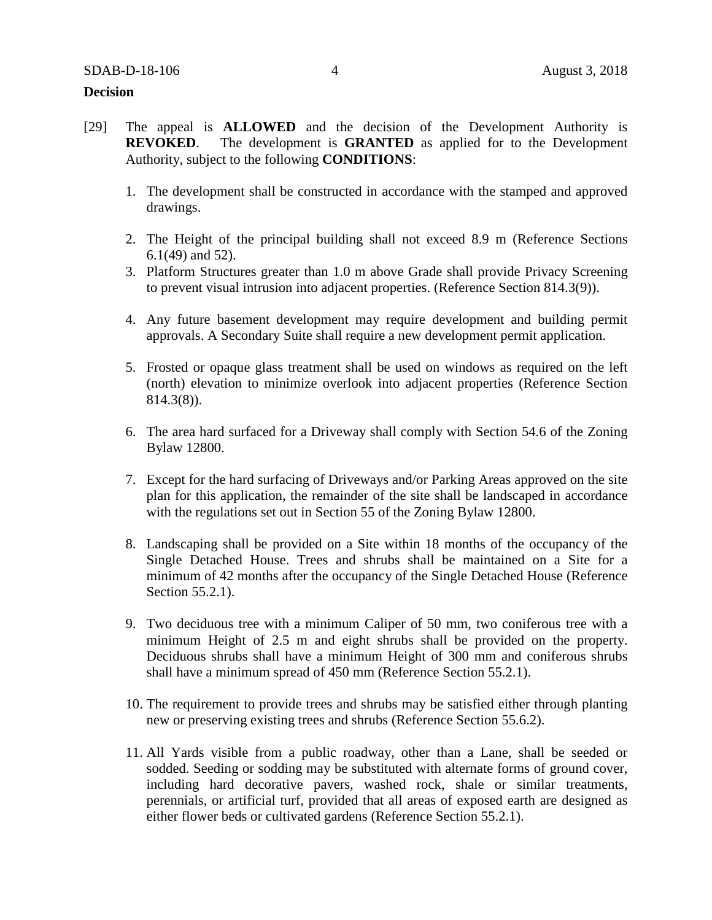**Decision**

[29] The appeal is **ALLOWED** and the decision of the Development Authority is **REVOKED**. The development is **GRANTED** as applied for to the Development Authority, subject to the following **CONDITIONS**:

1. The development shall be constructed in accordance with the stamped and approved drawings.

2. The Height of the principal building shall not exceed 8.9 m (Reference Sections 6.1(49) and 52).

3. Platform Structures greater than 1.0 m above Grade shall provide Privacy Screening to prevent visual intrusion into adjacent properties. (Reference Section 814.3(9)).

4. Any future basement development may require development and building permit approvals. A Secondary Suite shall require a new development permit application.

5. Frosted or opaque glass treatment shall be used on windows as required on the left (north) elevation to minimize overlook into adjacent properties (Reference Section 814.3(8)).

6. The area hard surfaced for a Driveway shall comply with Section 54.6 of the Zoning Bylaw 12800.

7. Except for the hard surfacing of Driveways and/or Parking Areas approved on the site plan for this application, the remainder of the site shall be landscaped in accordance with the regulations set out in Section 55 of the Zoning Bylaw 12800.

8. Landscaping shall be provided on a Site within 18 months of the occupancy of the Single Detached House. Trees and shrubs shall be maintained on a Site for a minimum of 42 months after the occupancy of the Single Detached House (Reference Section 55.2.1).

9. Two deciduous tree with a minimum Caliper of 50 mm, two coniferous tree with a minimum Height of 2.5 m and eight shrubs shall be provided on the property. Deciduous shrubs shall have a minimum Height of 300 mm and coniferous shrubs shall have a minimum spread of 450 mm (Reference Section 55.2.1).

10. The requirement to provide trees and shrubs may be satisfied either through planting new or preserving existing trees and shrubs (Reference Section 55.6.2).

11. All Yards visible from a public roadway, other than a Lane, shall be seeded or sodded. Seeding or sodding may be substituted with alternate forms of ground cover, including hard decorative pavers, washed rock, shale or similar treatments, perennials, or artificial turf, provided that all areas of exposed earth are designed as either flower beds or cultivated gardens (Reference Section 55.2.1).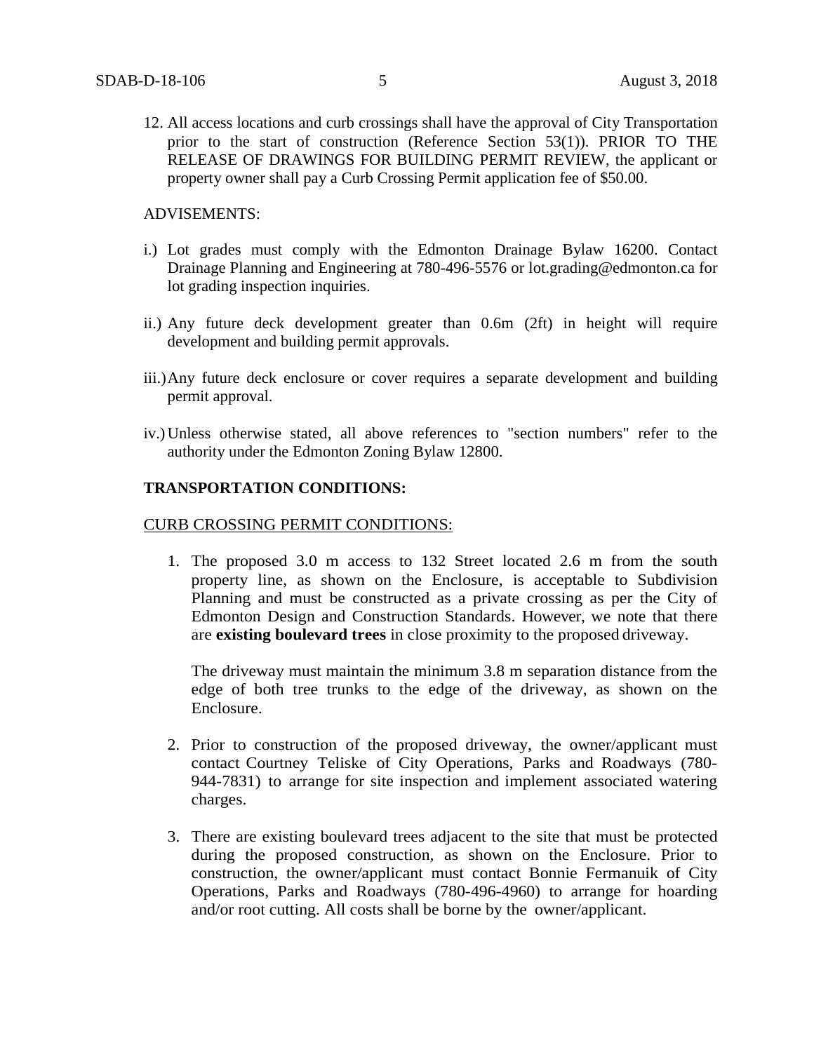12. All access locations and curb crossings shall have the approval of City Transportation prior to the start of construction (Reference Section 53(1)). PRIOR TO THE RELEASE OF DRAWINGS FOR BUILDING PERMIT REVIEW, the applicant or property owner shall pay a Curb Crossing Permit application fee of $50.00.

ADVISEMENTS:

i.) Lot grades must comply with the Edmonton Drainage Bylaw 16200. Contact Drainage Planning and Engineering at 780-496-5576 or lot.grading@edmonton.ca for lot grading inspection inquiries.

ii.) Any future deck development greater than 0.6m (2ft) in height will require development and building permit approvals.

iii.) Any future deck enclosure or cover requires a separate development and building permit approval.

iv.) Unless otherwise stated, all above references to "section numbers" refer to the authority under the Edmonton Zoning Bylaw 12800.

**TRANSPORTATION CONDITIONS:**

CURB CROSSING PERMIT CONDITIONS:

1. The proposed 3.0 m access to 132 Street located 2.6 m from the south property line, as shown on the Enclosure, is acceptable to Subdivision Planning and must be constructed as a private crossing as per the City of Edmonton Design and Construction Standards. However, we note that there are **existing boulevard trees** in close proximity to the proposed driveway.

   The driveway must maintain the minimum 3.8 m separation distance from the edge of both tree trunks to the edge of the driveway, as shown on the Enclosure.

2. Prior to construction of the proposed driveway, the owner/applicant must contact Courtney Teliske of City Operations, Parks and Roadways (780-944-7831) to arrange for site inspection and implement associated watering charges.

3. There are existing boulevard trees adjacent to the site that must be protected during the proposed construction, as shown on the Enclosure. Prior to construction, the owner/applicant must contact Bonnie Fermanuik of City Operations, Parks and Roadways (780-496-4960) to arrange for hoarding and/or root cutting. All costs shall be borne by the owner/applicant.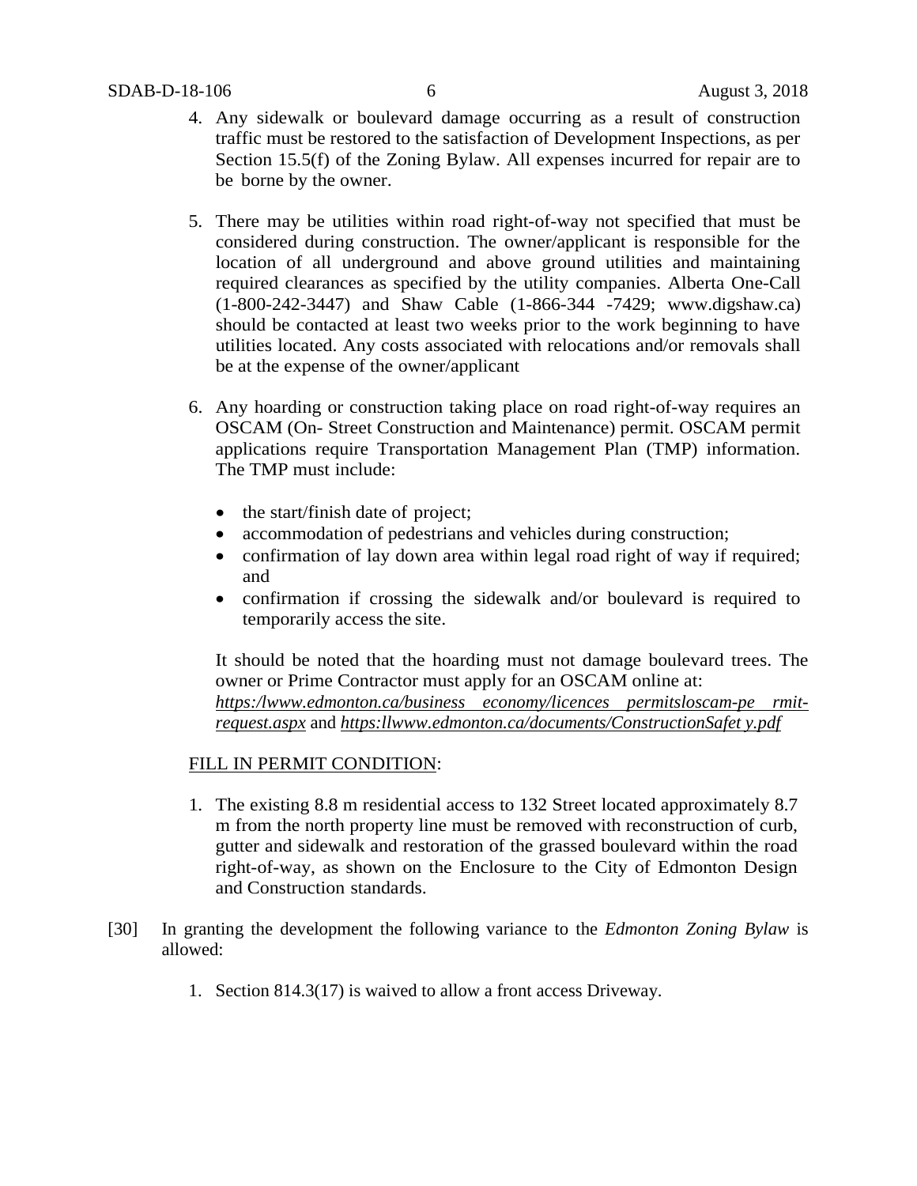4. Any sidewalk or boulevard damage occurring as a result of construction traffic must be restored to the satisfaction of Development Inspections, as per Section 15.5(f) of the Zoning Bylaw. All expenses incurred for repair are to be borne by the owner.

5. There may be utilities within road right-of-way not specified that must be considered during construction. The owner/applicant is responsible for the location of all underground and above ground utilities and maintaining required clearances as specified by the utility companies. Alberta One-Call (1-800-242-3447) and Shaw Cable (1-866-344 -7429; www.digshaw.ca) should be contacted at least two weeks prior to the work beginning to have utilities located. Any costs associated with relocations and/or removals shall be at the expense of the owner/applicant

6. Any hoarding or construction taking place on road right-of-way requires an OSCAM (On- Street Construction and Maintenance) permit. OSCAM permit applications require Transportation Management Plan (TMP) information. The TMP must include:

   - the start/finish date of project;
   - accommodation of pedestrians and vehicles during construction;
   - confirmation of lay down area within legal road right of way if required; and
   - confirmation if crossing the sidewalk and/or boulevard is required to temporarily access the site.

   It should be noted that the hoarding must not damage boulevard trees. The owner or Prime Contractor must apply for an OSCAM online at: *https:/lwww.edmonton.ca/business economy/licences permitsloscam-pe rmit-request.aspx* and *https:llwww.edmonton.ca/documents/ConstructionSafet y.pdf*

FILL IN PERMIT CONDITION:

1. The existing 8.8 m residential access to 132 Street located approximately 8.7 m from the north property line must be removed with reconstruction of curb, gutter and sidewalk and restoration of the grassed boulevard within the road right-of-way, as shown on the Enclosure to the City of Edmonton Design and Construction standards.

[30] In granting the development the following variance to the *Edmonton Zoning Bylaw* is allowed:

1. Section 814.3(17) is waived to allow a front access Driveway.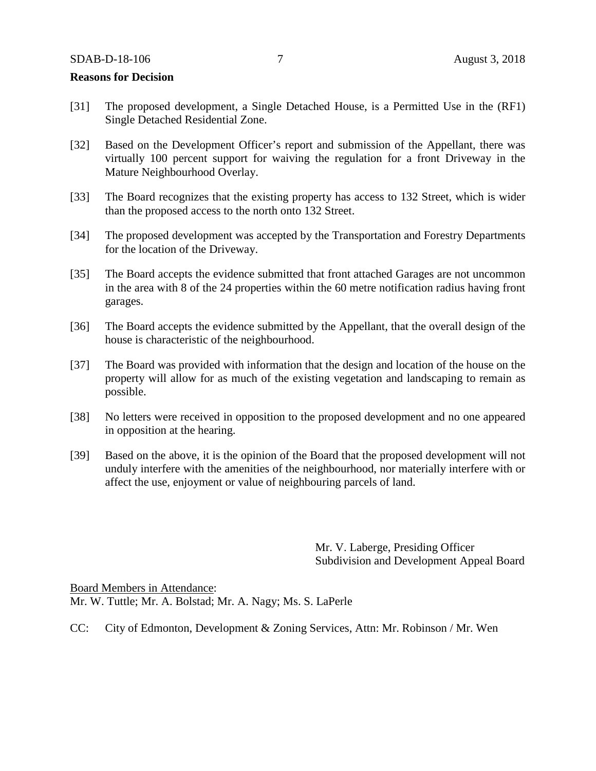**Reasons for Decision**

[31] The proposed development, a Single Detached House, is a Permitted Use in the (RF1) Single Detached Residential Zone.

[32] Based on the Development Officer's report and submission of the Appellant, there was virtually 100 percent support for waiving the regulation for a front Driveway in the Mature Neighbourhood Overlay.

[33] The Board recognizes that the existing property has access to 132 Street, which is wider than the proposed access to the north onto 132 Street.

[34] The proposed development was accepted by the Transportation and Forestry Departments for the location of the Driveway.

[35] The Board accepts the evidence submitted that front attached Garages are not uncommon in the area with 8 of the 24 properties within the 60 metre notification radius having front garages.

[36] The Board accepts the evidence submitted by the Appellant, that the overall design of the house is characteristic of the neighbourhood.

[37] The Board was provided with information that the design and location of the house on the property will allow for as much of the existing vegetation and landscaping to remain as possible.

[38] No letters were received in opposition to the proposed development and no one appeared in opposition at the hearing.

[39] Based on the above, it is the opinion of the Board that the proposed development will not unduly interfere with the amenities of the neighbourhood, nor materially interfere with or affect the use, enjoyment or value of neighbouring parcels of land.

Mr. V. Laberge, Presiding Officer
Subdivision and Development Appeal Board

Board Members in Attendance:
Mr. W. Tuttle; Mr. A. Bolstad; Mr. A. Nagy; Ms. S. LaPerle

CC: City of Edmonton, Development & Zoning Services, Attn: Mr. Robinson / Mr. Wen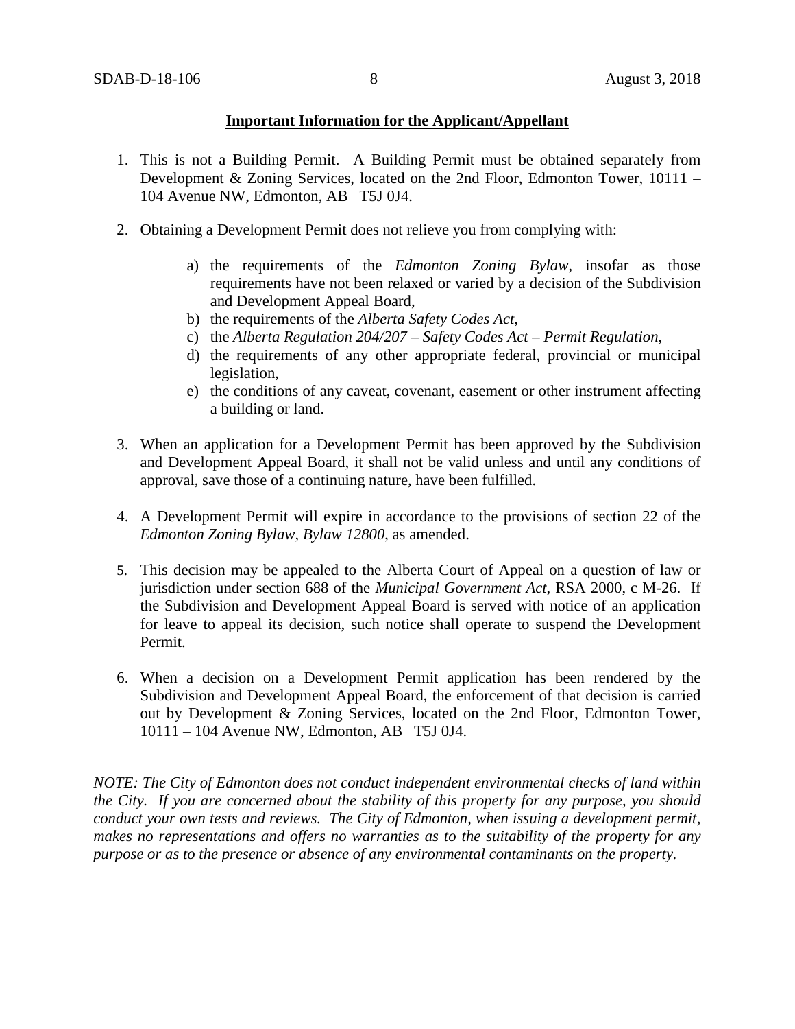## Important Information for the Applicant/Appellant

1. This is not a Building Permit. A Building Permit must be obtained separately from Development & Zoning Services, located on the 2nd Floor, Edmonton Tower, 10111 – 104 Avenue NW, Edmonton, AB T5J 0J4.

2. Obtaining a Development Permit does not relieve you from complying with:

   a) the requirements of the *Edmonton Zoning Bylaw*, insofar as those requirements have not been relaxed or varied by a decision of the Subdivision and Development Appeal Board,
   b) the requirements of the *Alberta Safety Codes Act*,
   c) the *Alberta Regulation 204/207 – Safety Codes Act – Permit Regulation*,
   d) the requirements of any other appropriate federal, provincial or municipal legislation,
   e) the conditions of any caveat, covenant, easement or other instrument affecting a building or land.

3. When an application for a Development Permit has been approved by the Subdivision and Development Appeal Board, it shall not be valid unless and until any conditions of approval, save those of a continuing nature, have been fulfilled.

4. A Development Permit will expire in accordance to the provisions of section 22 of the *Edmonton Zoning Bylaw, Bylaw 12800*, as amended.

5. This decision may be appealed to the Alberta Court of Appeal on a question of law or jurisdiction under section 688 of the *Municipal Government Act*, RSA 2000, c M-26. If the Subdivision and Development Appeal Board is served with notice of an application for leave to appeal its decision, such notice shall operate to suspend the Development Permit.

6. When a decision on a Development Permit application has been rendered by the Subdivision and Development Appeal Board, the enforcement of that decision is carried out by Development & Zoning Services, located on the 2nd Floor, Edmonton Tower, 10111 – 104 Avenue NW, Edmonton, AB T5J 0J4.

*NOTE: The City of Edmonton does not conduct independent environmental checks of land within the City. If you are concerned about the stability of this property for any purpose, you should conduct your own tests and reviews. The City of Edmonton, when issuing a development permit, makes no representations and offers no warranties as to the suitability of the property for any purpose or as to the presence or absence of any environmental contaminants on the property.*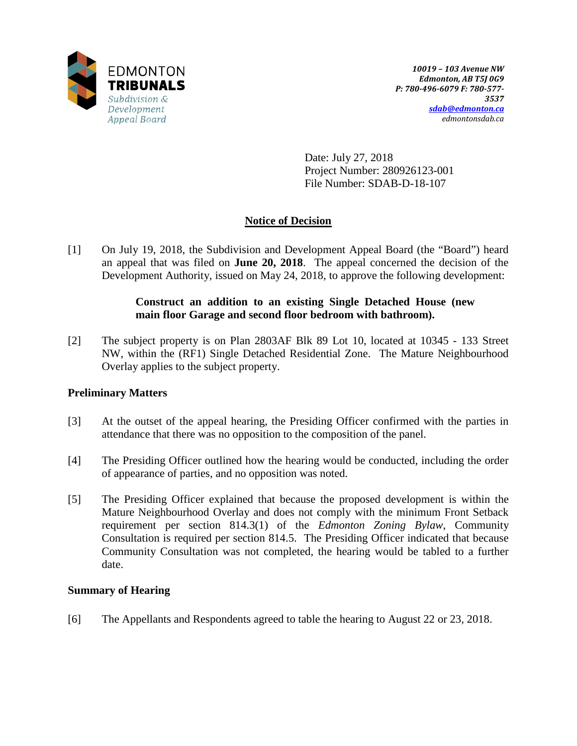EDMONTON **TRIBUNALS**
*Subdivision & Development Appeal Board*

***10019 – 103 Avenue NW***
***Edmonton, AB T5J 0G9***
***P: 780-496-6079 F: 780-577-3537***
***sdab@edmonton.ca***
*edmontonsdab.ca*

Date: July 27, 2018
Project Number: 280926123-001
File Number: SDAB-D-18-107

## Notice of Decision

[1] On July 19, 2018, the Subdivision and Development Appeal Board (the "Board") heard an appeal that was filed on **June 20, 2018**. The appeal concerned the decision of the Development Authority, issued on May 24, 2018, to approve the following development:

> **Construct an addition to an existing Single Detached House (new main floor Garage and second floor bedroom with bathroom).**

[2] The subject property is on Plan 2803AF Blk 89 Lot 10, located at 10345 - 133 Street NW, within the (RF1) Single Detached Residential Zone. The Mature Neighbourhood Overlay applies to the subject property.

### Preliminary Matters

[3] At the outset of the appeal hearing, the Presiding Officer confirmed with the parties in attendance that there was no opposition to the composition of the panel.

[4] The Presiding Officer outlined how the hearing would be conducted, including the order of appearance of parties, and no opposition was noted.

[5] The Presiding Officer explained that because the proposed development is within the Mature Neighbourhood Overlay and does not comply with the minimum Front Setback requirement per section 814.3(1) of the *Edmonton Zoning Bylaw*, Community Consultation is required per section 814.5. The Presiding Officer indicated that because Community Consultation was not completed, the hearing would be tabled to a further date.

### Summary of Hearing

[6] The Appellants and Respondents agreed to table the hearing to August 22 or 23, 2018.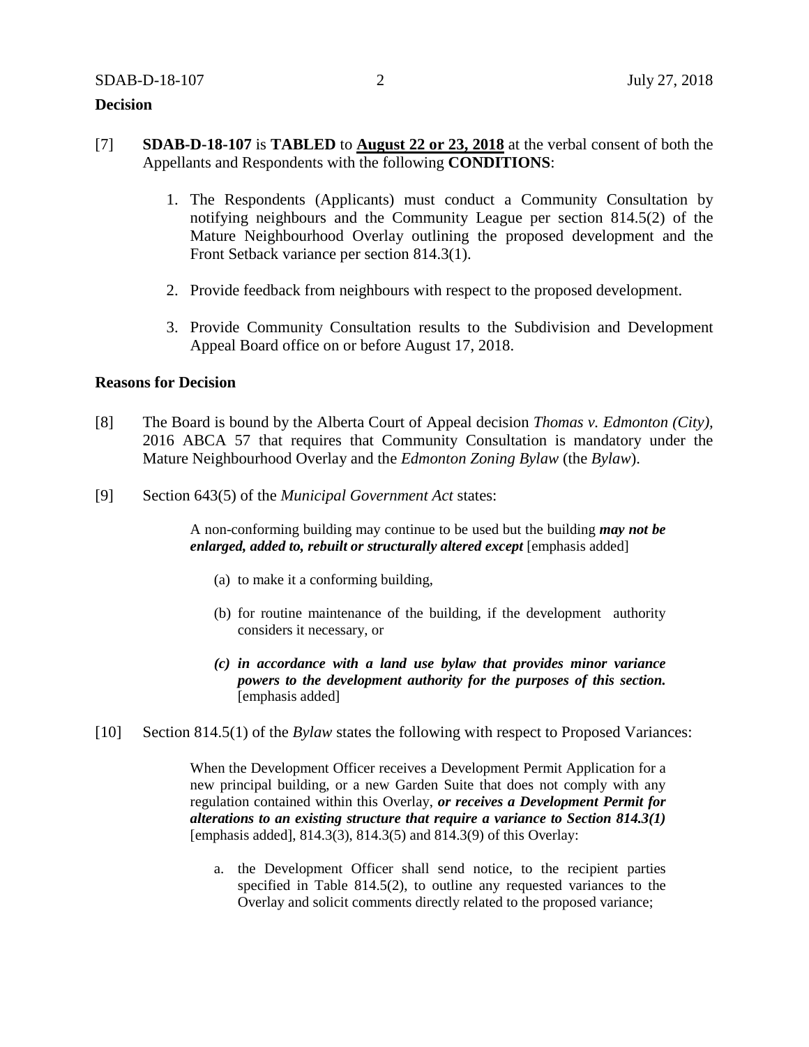## Decision

[7] **SDAB-D-18-107** is **TABLED** to **<u>August 22 or 23, 2018</u>** at the verbal consent of both the Appellants and Respondents with the following **CONDITIONS**:

1. The Respondents (Applicants) must conduct a Community Consultation by notifying neighbours and the Community League per section 814.5(2) of the Mature Neighbourhood Overlay outlining the proposed development and the Front Setback variance per section 814.3(1).

2. Provide feedback from neighbours with respect to the proposed development.

3. Provide Community Consultation results to the Subdivision and Development Appeal Board office on or before August 17, 2018.

## Reasons for Decision

[8] The Board is bound by the Alberta Court of Appeal decision *Thomas v. Edmonton (City)*, 2016 ABCA 57 that requires that Community Consultation is mandatory under the Mature Neighbourhood Overlay and the *Edmonton Zoning Bylaw* (the *Bylaw*).

[9] Section 643(5) of the *Municipal Government Act* states:

> A non-conforming building may continue to be used but the building ***may not be enlarged, added to, rebuilt or structurally altered except*** [emphasis added]
>
> (a) to make it a conforming building,
>
> (b) for routine maintenance of the building, if the development authority considers it necessary, or
>
> ***(c) in accordance with a land use bylaw that provides minor variance powers to the development authority for the purposes of this section.*** [emphasis added]

[10] Section 814.5(1) of the *Bylaw* states the following with respect to Proposed Variances:

> When the Development Officer receives a Development Permit Application for a new principal building, or a new Garden Suite that does not comply with any regulation contained within this Overlay, ***or receives a Development Permit for alterations to an existing structure that require a variance to Section 814.3(1)*** [emphasis added], 814.3(3), 814.3(5) and 814.3(9) of this Overlay:
>
> a. the Development Officer shall send notice, to the recipient parties specified in Table 814.5(2), to outline any requested variances to the Overlay and solicit comments directly related to the proposed variance;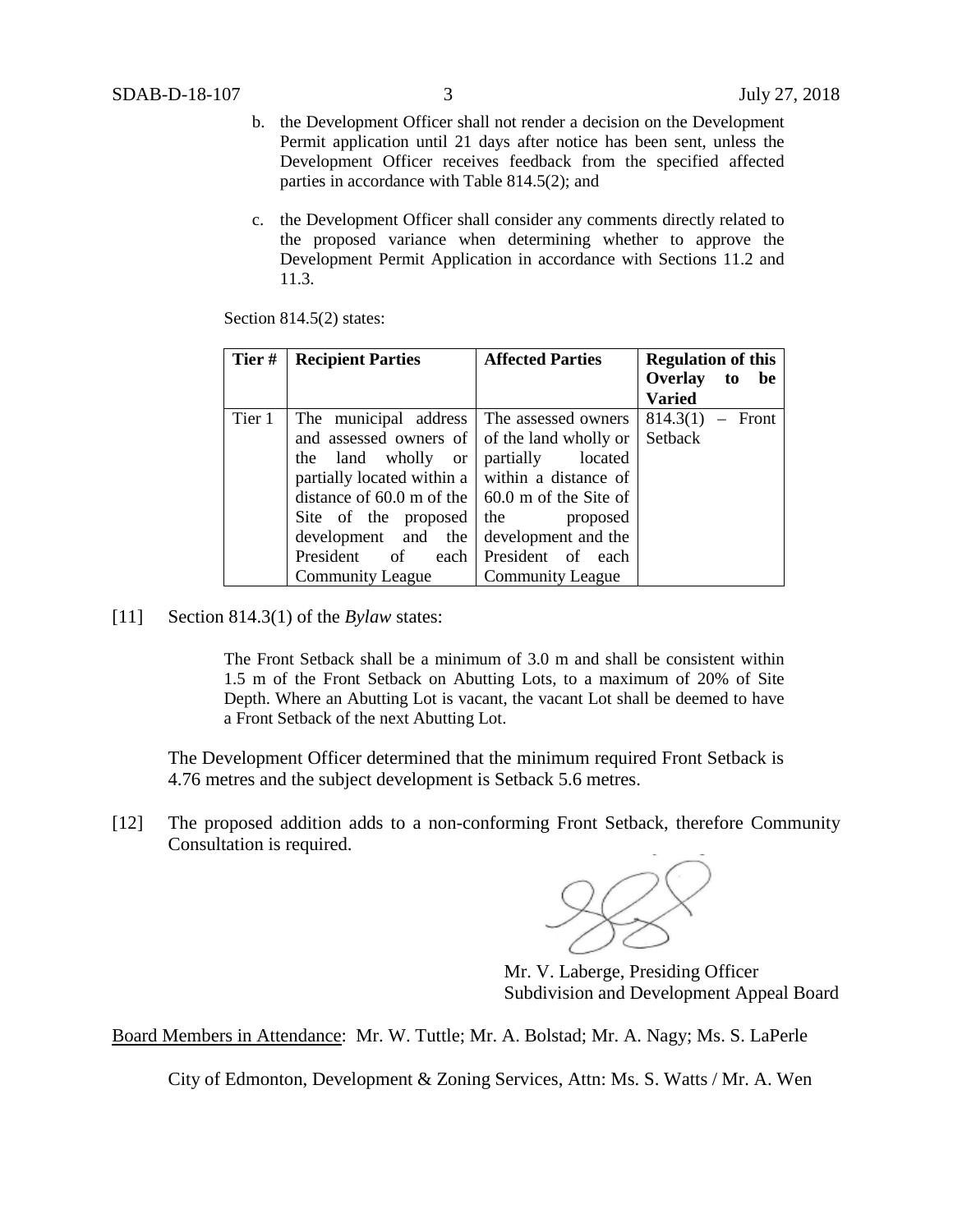b. the Development Officer shall not render a decision on the Development Permit application until 21 days after notice has been sent, unless the Development Officer receives feedback from the specified affected parties in accordance with Table 814.5(2); and

c. the Development Officer shall consider any comments directly related to the proposed variance when determining whether to approve the Development Permit Application in accordance with Sections 11.2 and 11.3.

Section 814.5(2) states:

| Tier # | Recipient Parties | Affected Parties | Regulation of this Overlay to be Varied |
|---|---|---|---|
| Tier 1 | The municipal address and assessed owners of the land wholly or partially located within a distance of 60.0 m of the Site of the proposed development and the President of each Community League | The assessed owners of the land wholly or partially located within a distance of 60.0 m of the Site of the proposed development and the President of each Community League | 814.3(1) – Front Setback |

[11] Section 814.3(1) of the *Bylaw* states:

> The Front Setback shall be a minimum of 3.0 m and shall be consistent within 1.5 m of the Front Setback on Abutting Lots, to a maximum of 20% of Site Depth. Where an Abutting Lot is vacant, the vacant Lot shall be deemed to have a Front Setback of the next Abutting Lot.

The Development Officer determined that the minimum required Front Setback is 4.76 metres and the subject development is Setback 5.6 metres.

[12] The proposed addition adds to a non-conforming Front Setback, therefore Community Consultation is required.

Mr. V. Laberge, Presiding Officer
Subdivision and Development Appeal Board

Board Members in Attendance: Mr. W. Tuttle; Mr. A. Bolstad; Mr. A. Nagy; Ms. S. LaPerle

City of Edmonton, Development & Zoning Services, Attn: Ms. S. Watts / Mr. A. Wen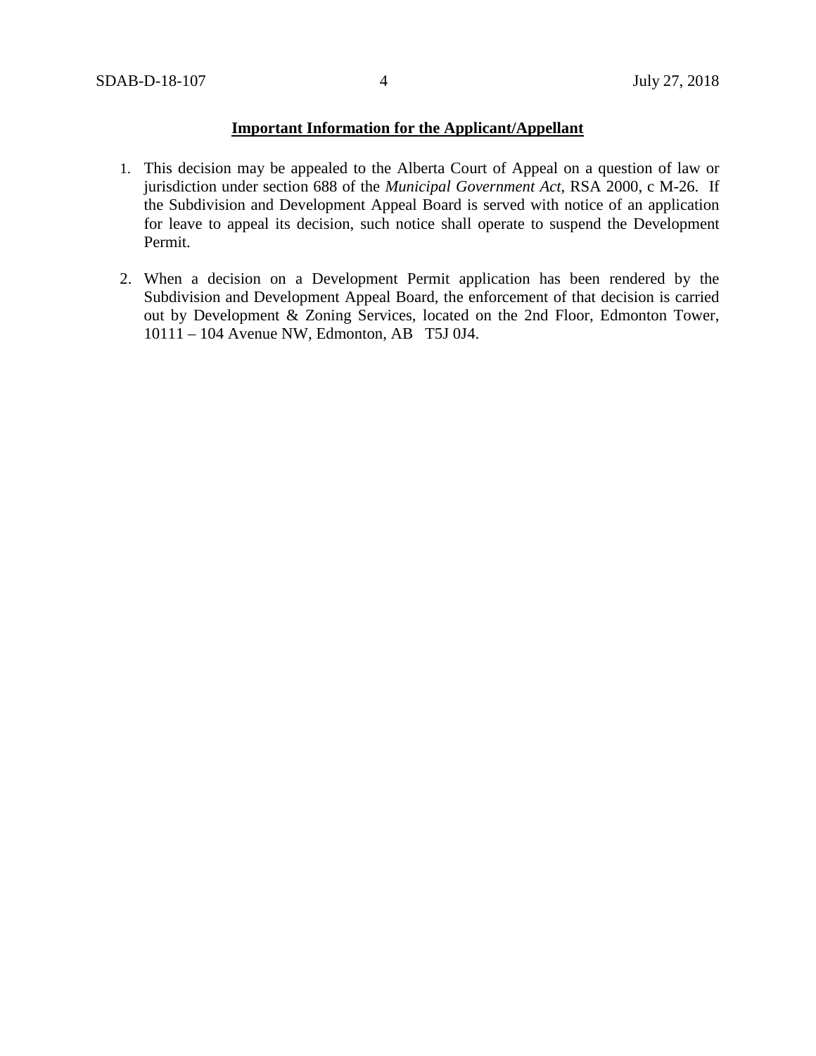**Important Information for the Applicant/Appellant**

1. This decision may be appealed to the Alberta Court of Appeal on a question of law or jurisdiction under section 688 of the *Municipal Government Act*, RSA 2000, c M-26. If the Subdivision and Development Appeal Board is served with notice of an application for leave to appeal its decision, such notice shall operate to suspend the Development Permit.

2. When a decision on a Development Permit application has been rendered by the Subdivision and Development Appeal Board, the enforcement of that decision is carried out by Development & Zoning Services, located on the 2nd Floor, Edmonton Tower, 10111 – 104 Avenue NW, Edmonton, AB T5J 0J4.